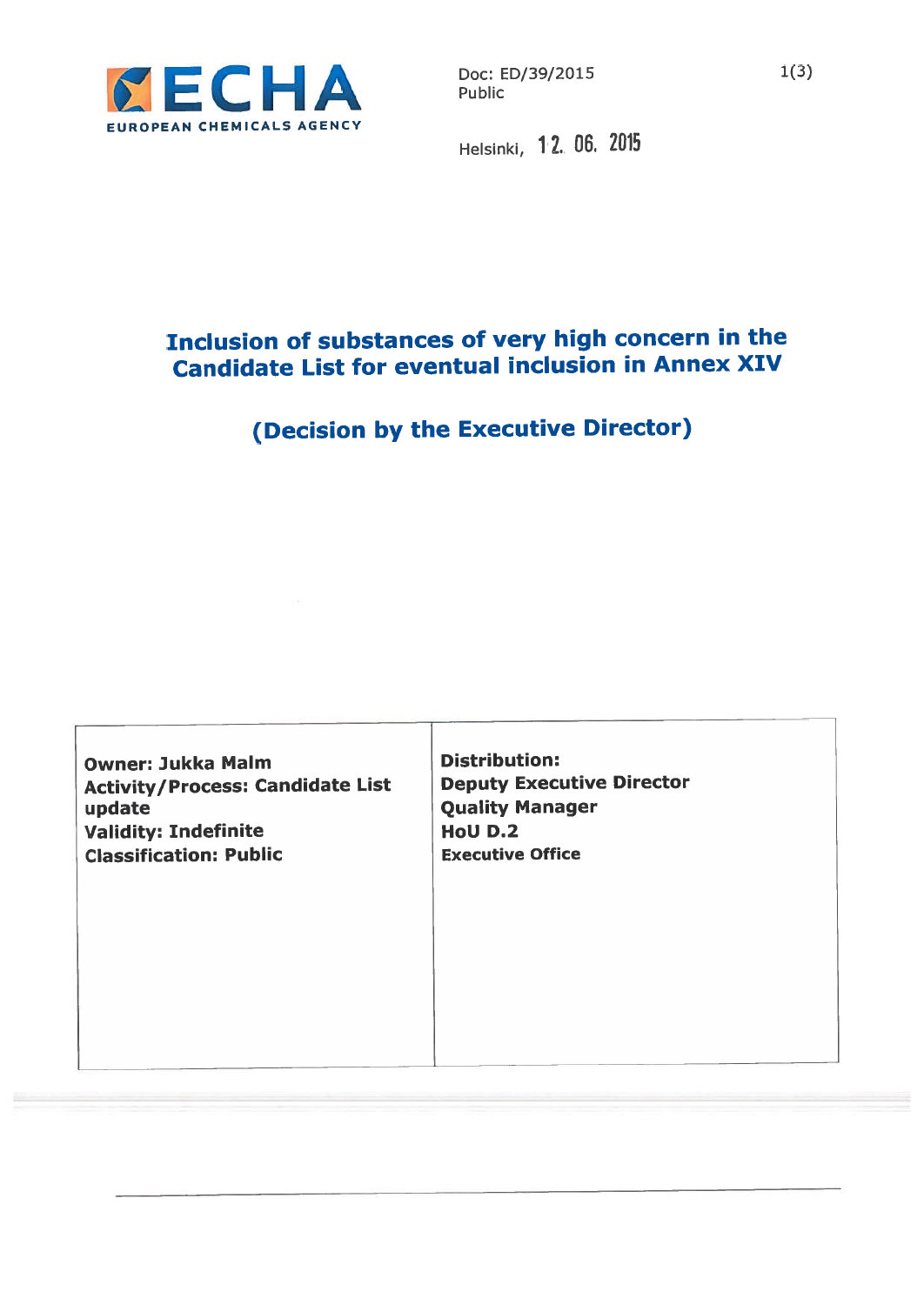Doc: ED/39/2015
Public

Helsinki, 12. 06. 2015

# Inclusion of substances of very high concern in the Candidate List for eventual inclusion in Annex XIV

## (Decision by the Executive Director)

| **Owner: Jukka Malm**<br>**Activity/Process: Candidate List update**<br>**Validity: Indefinite**<br>**Classification: Public** | **Distribution:**<br>**Deputy Executive Director**<br>**Quality Manager**<br>**HoU D.2**<br>**Executive Office** |
|---|---|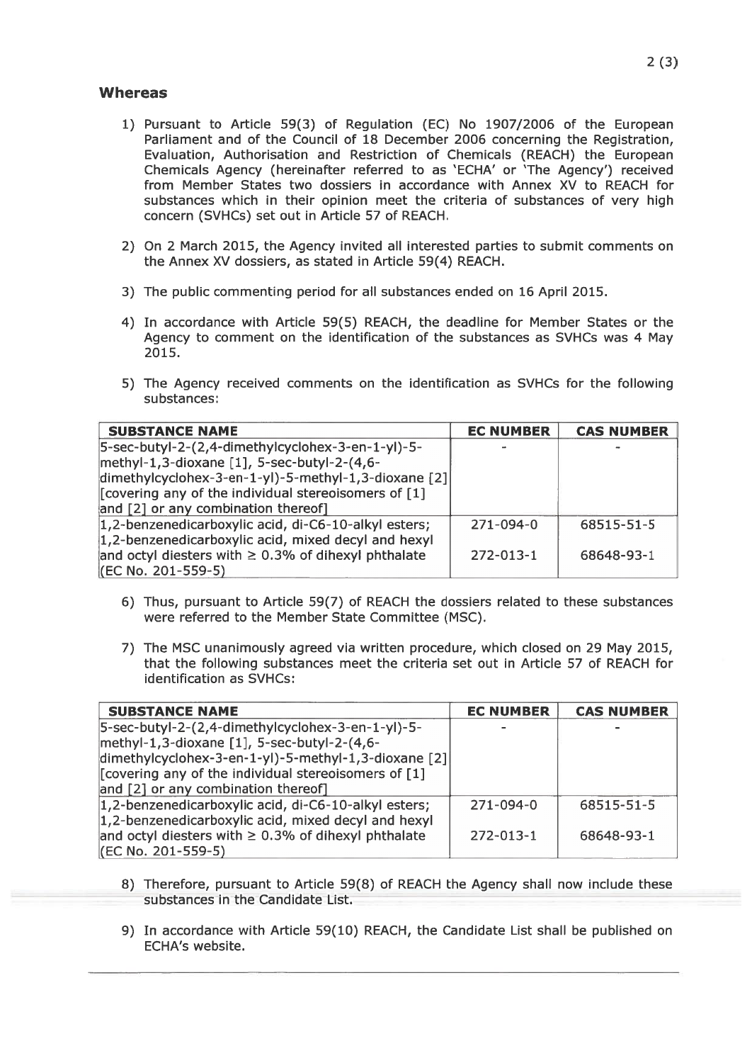## Whereas

1) Pursuant to Article 59(3) of Regulation (EC) No 1907/2006 of the European Parliament and of the Council of 18 December 2006 concerning the Registration, Evaluation, Authorisation and Restriction of Chemicals (REACH) the European Chemicals Agency (hereinafter referred to as 'ECHA' or 'The Agency') received from Member States two dossiers in accordance with Annex XV to REACH for substances which in their opinion meet the criteria of substances of very high concern (SVHCs) set out in Article 57 of REACH.

2) On 2 March 2015, the Agency invited all interested parties to submit comments on the Annex XV dossiers, as stated in Article 59(4) REACH.

3) The public commenting period for all substances ended on 16 April 2015.

4) In accordance with Article 59(5) REACH, the deadline for Member States or the Agency to comment on the identification of the substances as SVHCs was 4 May 2015.

5) The Agency received comments on the identification as SVHCs for the following substances:

| SUBSTANCE NAME | EC NUMBER | CAS NUMBER |
|---|---|---|
| 5-sec-butyl-2-(2,4-dimethylcyclohex-3-en-1-yl)-5-methyl-1,3-dioxane [1], 5-sec-butyl-2-(4,6-dimethylcyclohex-3-en-1-yl)-5-methyl-1,3-dioxane [2] [covering any of the individual stereoisomers of [1] and [2] or any combination thereof] | - | - |
| 1,2-benzenedicarboxylic acid, di-C6-10-alkyl esters; 1,2-benzenedicarboxylic acid, mixed decyl and hexyl and octyl diesters with ≥ 0.3% of dihexyl phthalate (EC No. 201-559-5) | 271-094-0<br>272-013-1 | 68515-51-5<br>68648-93-1 |

6) Thus, pursuant to Article 59(7) of REACH the dossiers related to these substances were referred to the Member State Committee (MSC).

7) The MSC unanimously agreed via written procedure, which closed on 29 May 2015, that the following substances meet the criteria set out in Article 57 of REACH for identification as SVHCs:

| SUBSTANCE NAME | EC NUMBER | CAS NUMBER |
|---|---|---|
| 5-sec-butyl-2-(2,4-dimethylcyclohex-3-en-1-yl)-5-methyl-1,3-dioxane [1], 5-sec-butyl-2-(4,6-dimethylcyclohex-3-en-1-yl)-5-methyl-1,3-dioxane [2] [covering any of the individual stereoisomers of [1] and [2] or any combination thereof] | - | - |
| 1,2-benzenedicarboxylic acid, di-C6-10-alkyl esters; 1,2-benzenedicarboxylic acid, mixed decyl and hexyl and octyl diesters with ≥ 0.3% of dihexyl phthalate (EC No. 201-559-5) | 271-094-0<br>272-013-1 | 68515-51-5<br>68648-93-1 |

8) Therefore, pursuant to Article 59(8) of REACH the Agency shall now include these substances in the Candidate List.

9) In accordance with Article 59(10) REACH, the Candidate List shall be published on ECHA's website.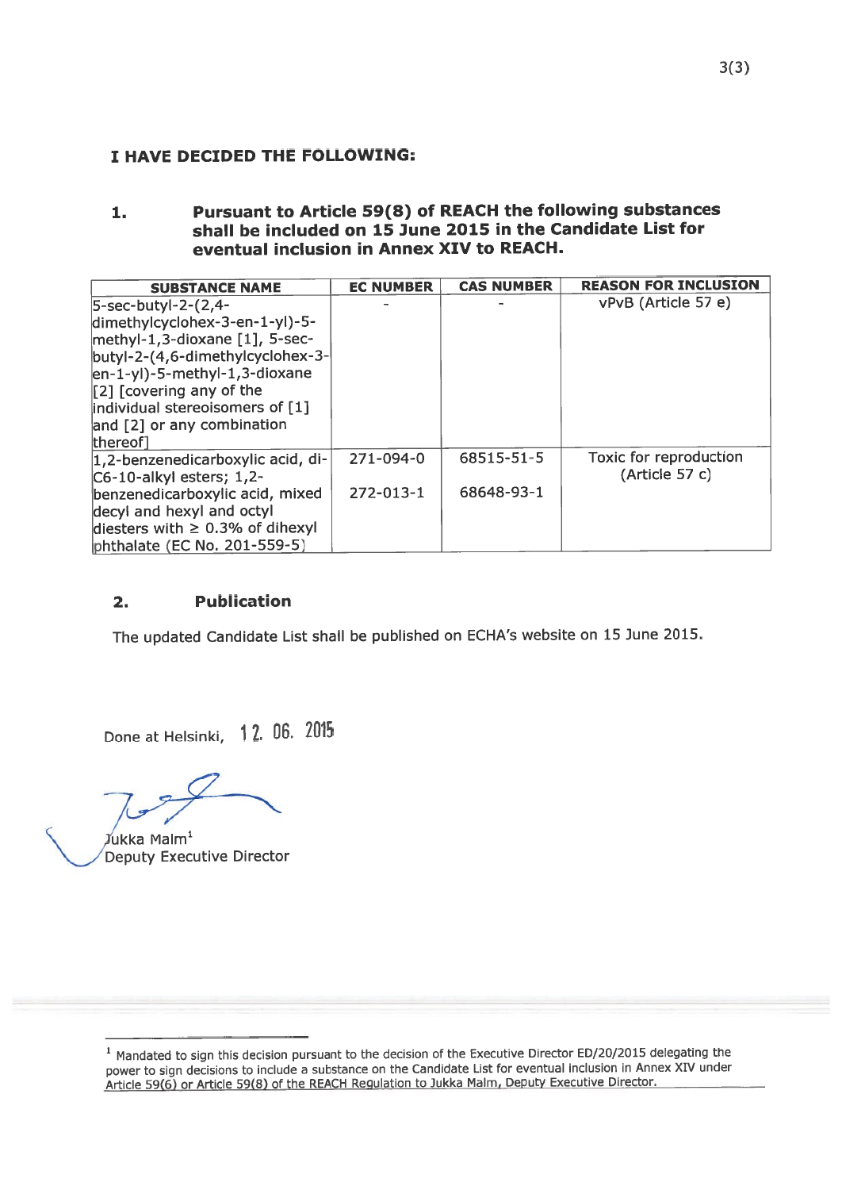## I HAVE DECIDED THE FOLLOWING:

### 1. Pursuant to Article 59(8) of REACH the following substances shall be included on 15 June 2015 in the Candidate List for eventual inclusion in Annex XIV to REACH.

| SUBSTANCE NAME | EC NUMBER | CAS NUMBER | REASON FOR INCLUSION |
|---|---|---|---|
| 5-sec-butyl-2-(2,4-dimethylcyclohex-3-en-1-yl)-5-methyl-1,3-dioxane [1], 5-sec-butyl-2-(4,6-dimethylcyclohex-3-en-1-yl)-5-methyl-1,3-dioxane [2] [covering any of the individual stereoisomers of [1] and [2] or any combination thereof] | - | - | vPvB (Article 57 e) |
| 1,2-benzenedicarboxylic acid, di-C6-10-alkyl esters; 1,2-benzenedicarboxylic acid, mixed decyl and hexyl and octyl diesters with ≥ 0.3% of dihexyl phthalate (EC No. 201-559-5) | 271-094-0<br>272-013-1 | 68515-51-5<br>68648-93-1 | Toxic for reproduction (Article 57 c) |

### 2. Publication

The updated Candidate List shall be published on ECHA's website on 15 June 2015.

Done at Helsinki, 12. 06. 2015

Jukka Malm[1]
Deputy Executive Director

---

[1] Mandated to sign this decision pursuant to the decision of the Executive Director ED/20/2015 delegating the power to sign decisions to include a substance on the Candidate List for eventual inclusion in Annex XIV under Article 59(6) or Article 59(8) of the REACH Regulation to Jukka Malm, Deputy Executive Director.